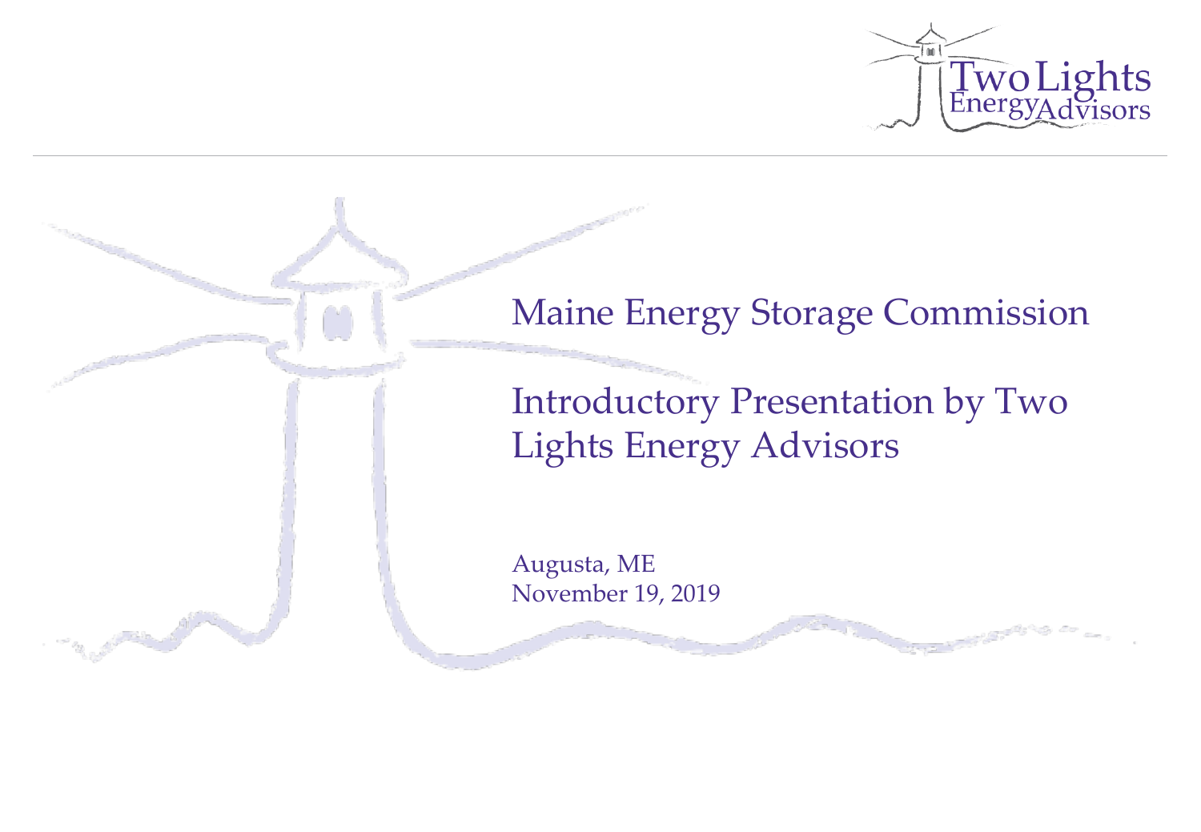# Maine Energy Storage Commission

## Introductory Presentation by Two Lights Energy Advisors

Augusta, ME
November 19, 2019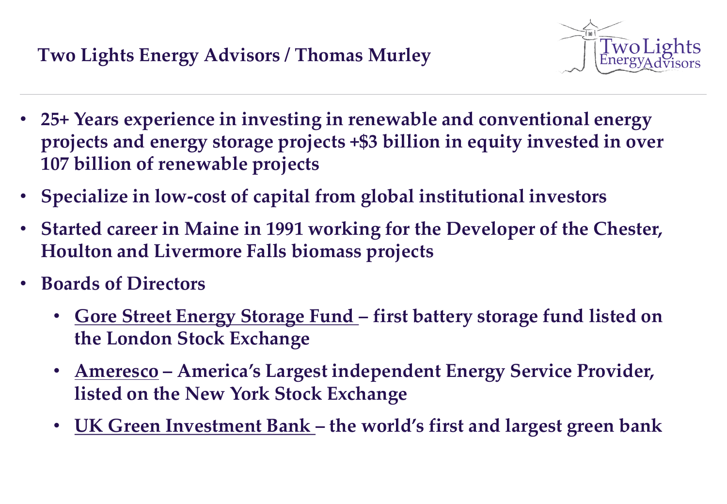## Two Lights Energy Advisors / Thomas Murley

- **25+ Years experience in investing in renewable and conventional energy projects and energy storage projects +$3 billion in equity invested in over 107 billion of renewable projects**
- **Specialize in low-cost of capital from global institutional investors**
- **Started career in Maine in 1991 working for the Developer of the Chester, Houlton and Livermore Falls biomass projects**
- **Boards of Directors**
  - **<u>Gore Street Energy Storage Fund</u> – first battery storage fund listed on the London Stock Exchange**
  - **<u>Ameresco</u> – America's Largest independent Energy Service Provider, listed on the New York Stock Exchange**
  - **<u>UK Green Investment Bank</u> – the world's first and largest green bank**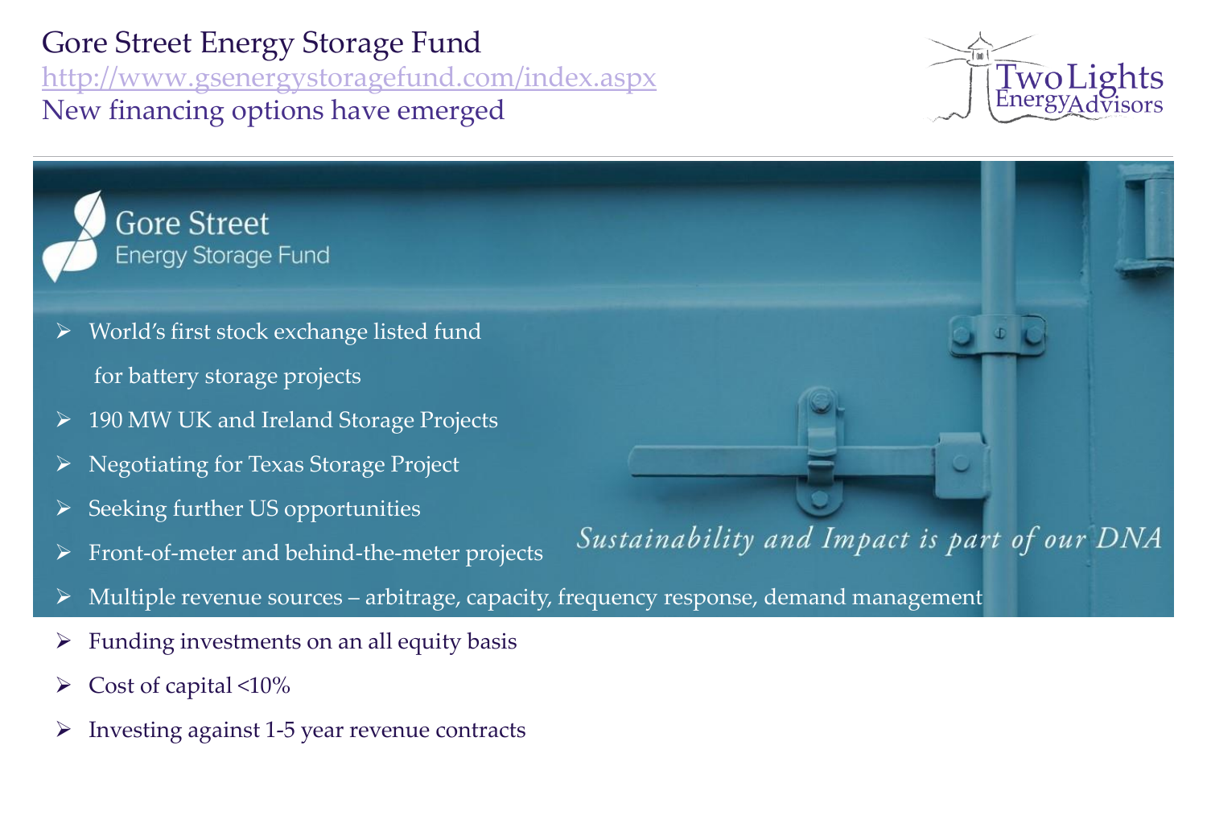# Gore Street Energy Storage Fund

http://www.gsenergystoragefund.com/index.aspx

New financing options have emerged

Gore Street
Energy Storage Fund

- World's first stock exchange listed fund for battery storage projects
- 190 MW UK and Ireland Storage Projects
- Negotiating for Texas Storage Project
- Seeking further US opportunities
- Front-of-meter and behind-the-meter projects
- Multiple revenue sources – arbitrage, capacity, frequency response, demand management
- Funding investments on an all equity basis
- Cost of capital <10%
- Investing against 1-5 year revenue contracts

*Sustainability and Impact is part of our DNA*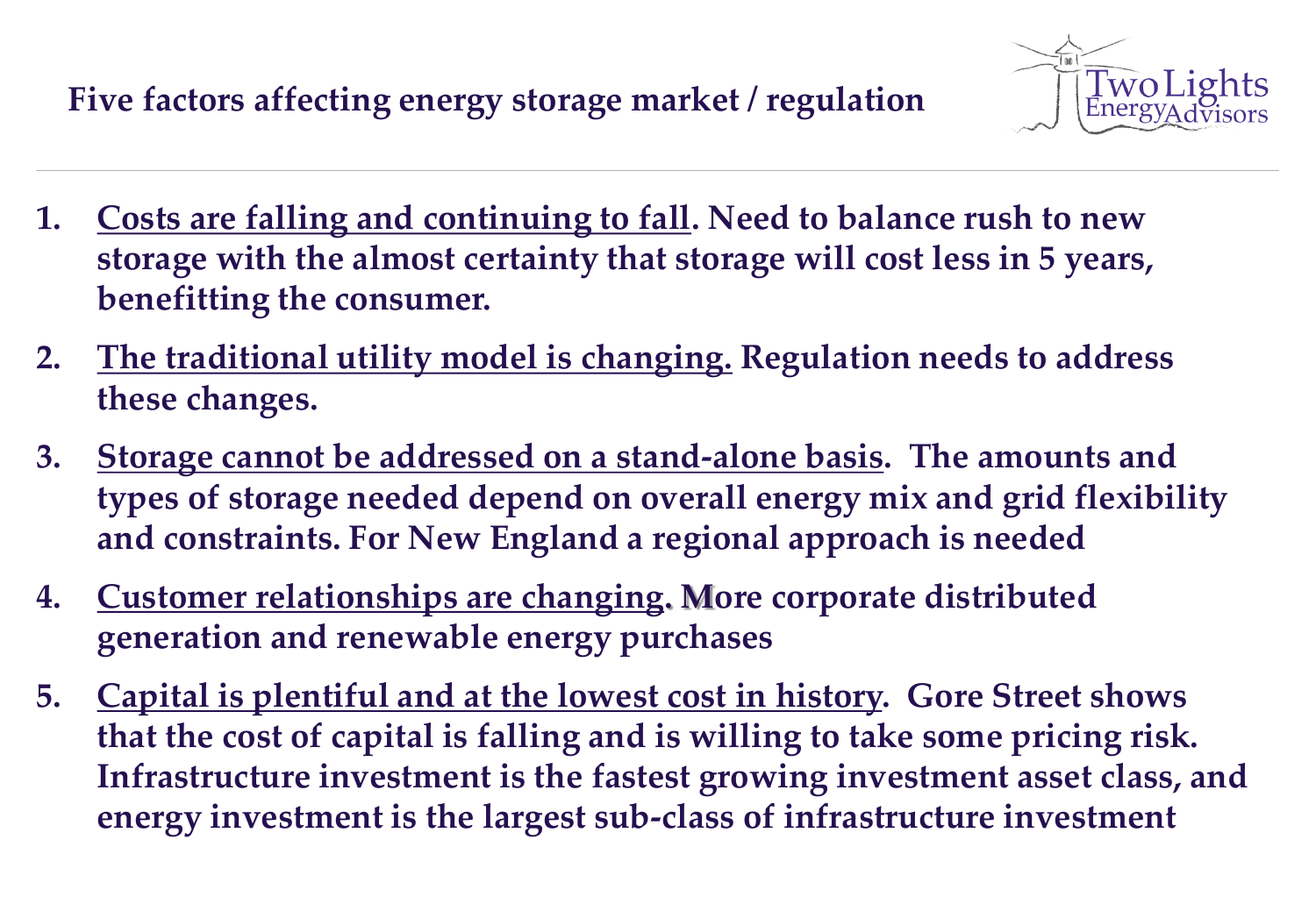# Five factors affecting energy storage market / regulation

1. **<u>Costs are falling and continuing to fall</u>. Need to balance rush to new storage with the almost certainty that storage will cost less in 5 years, benefitting the consumer.**
2. **<u>The traditional utility model is changing.</u> Regulation needs to address these changes.**
3. **<u>Storage cannot be addressed on a stand-alone basis</u>. The amounts and types of storage needed depend on overall energy mix and grid flexibility and constraints. For New England a regional approach is needed**
4. **<u>Customer relationships are changing</u>. More corporate distributed generation and renewable energy purchases**
5. **<u>Capital is plentiful and at the lowest cost in history</u>. Gore Street shows that the cost of capital is falling and is willing to take some pricing risk. Infrastructure investment is the fastest growing investment asset class, and energy investment is the largest sub-class of infrastructure investment**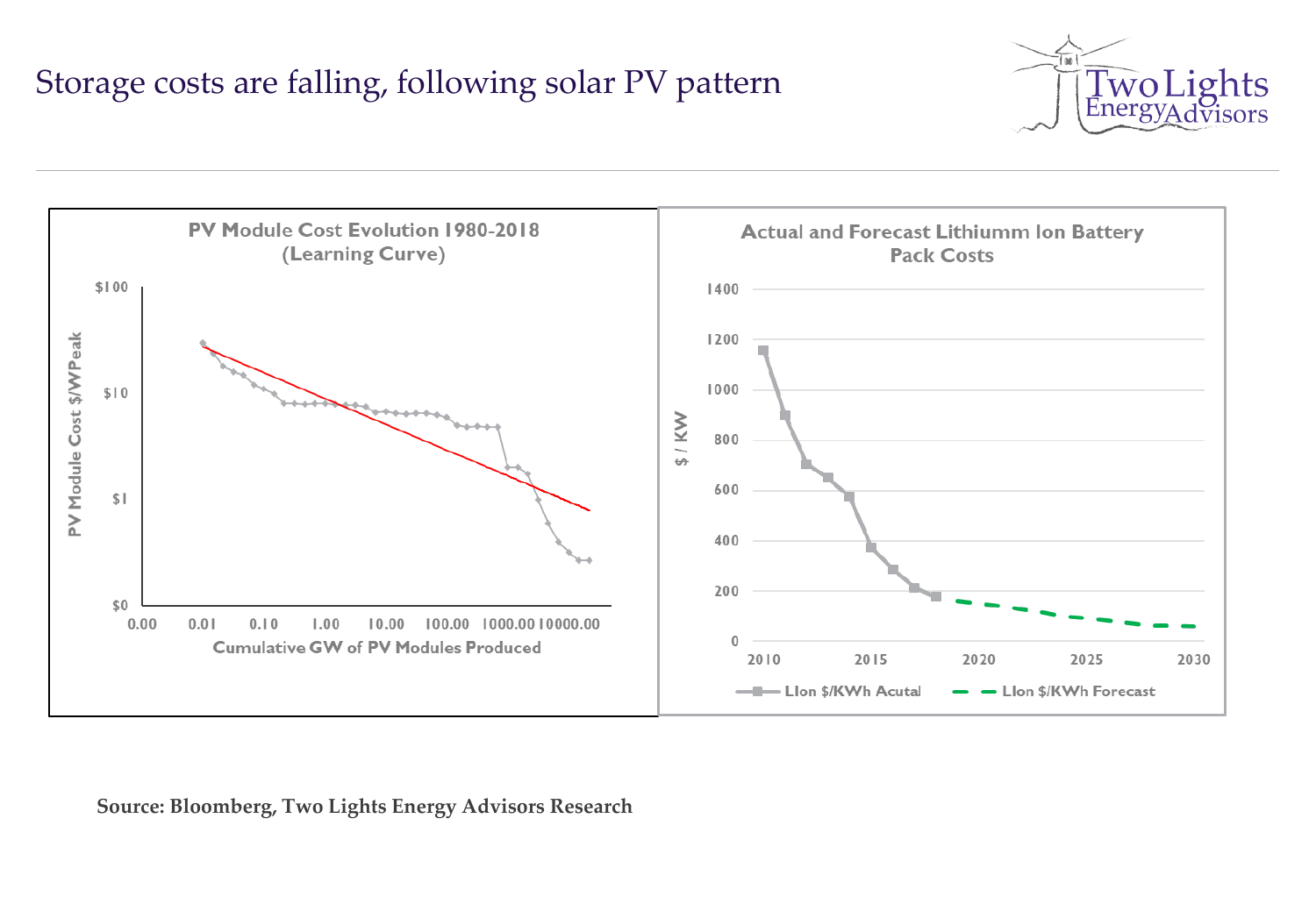# Storage costs are falling, following solar PV pattern

**PV Module Cost Evolution 1980-2018 (Learning Curve)**

PV Module Cost $/WPeak: $0, $1, $10, $100

Cumulative GW of PV Modules Produced: 0.00, 0.01, 0.10, 1.00, 10.00, 100.00, 1000.00, 10000.00

**Actual and Forecast Lithiumm Ion Battery Pack Costs**

$ / KW: 0, 200, 400, 600, 800, 1000, 1200, 1400

2010, 2015, 2020, 2025, 2030

LIon $/KWh Acutal — LIon $/KWh Forecast

**Source: Bloomberg, Two Lights Energy Advisors Research**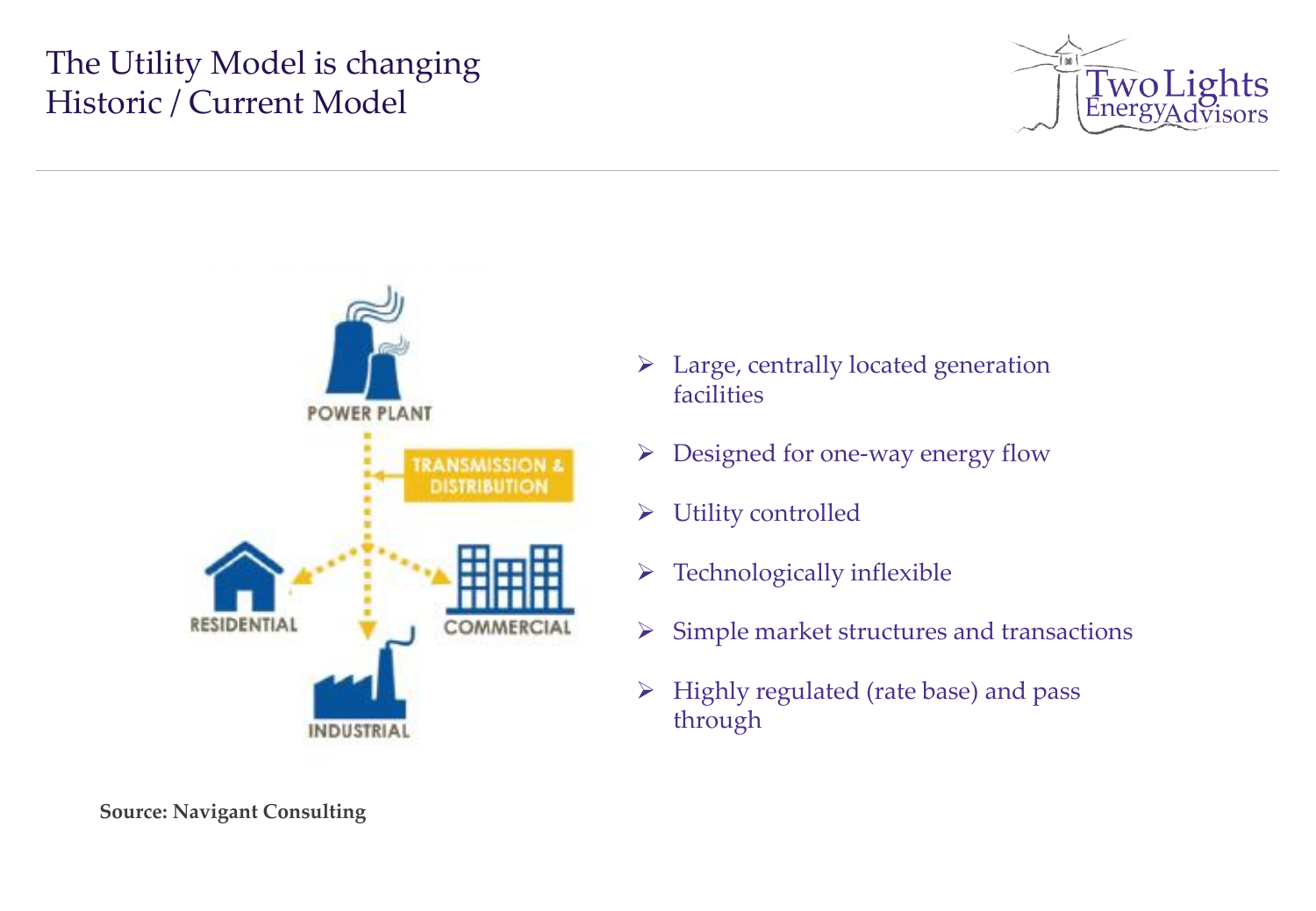# The Utility Model is changing
## Historic / Current Model

- Large, centrally located generation facilities
- Designed for one-way energy flow
- Utility controlled
- Technologically inflexible
- Simple market structures and transactions
- Highly regulated (rate base) and pass through

**Source: Navigant Consulting**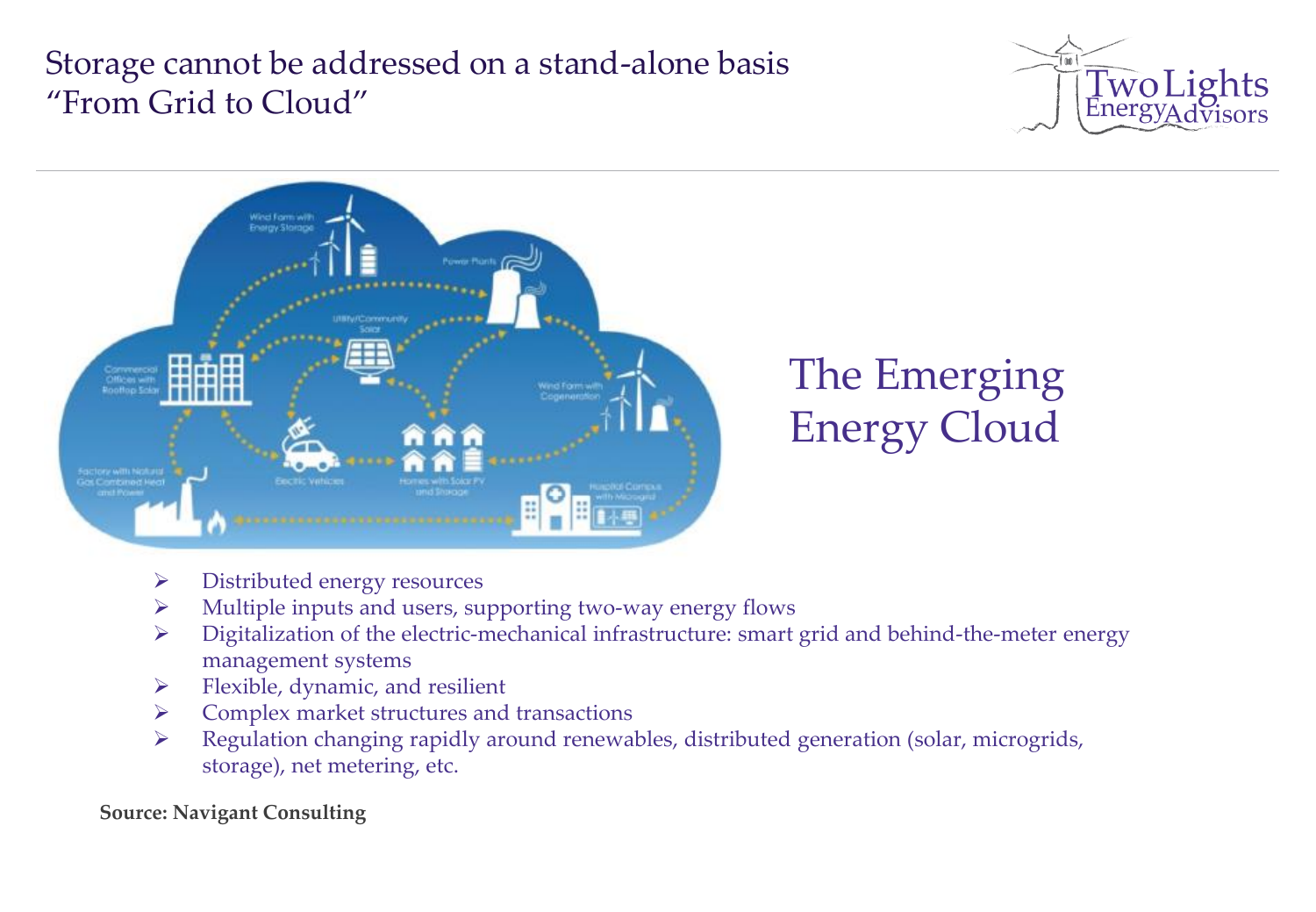# Storage cannot be addressed on a stand-alone basis "From Grid to Cloud"

## The Emerging Energy Cloud

- Distributed energy resources
- Multiple inputs and users, supporting two-way energy flows
- Digitalization of the electric-mechanical infrastructure: smart grid and behind-the-meter energy management systems
- Flexible, dynamic, and resilient
- Complex market structures and transactions
- Regulation changing rapidly around renewables, distributed generation (solar, microgrids, storage), net metering, etc.

**Source: Navigant Consulting**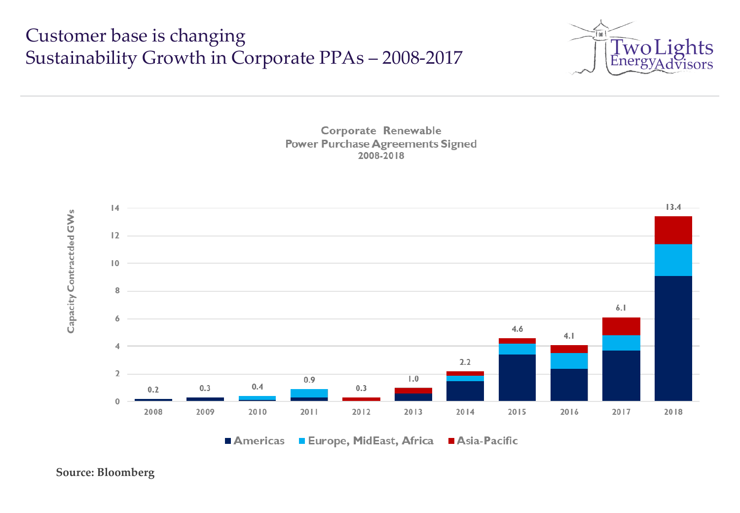# Customer base is changing
# Sustainability Growth in Corporate PPAs – 2008-2017

**Corporate Renewable Power Purchase Agreements Signed**
**2008-2018**

| Year | Total Capacity Contracted (GWs) |
|---|---|
| 2008 | 0.2 |
| 2009 | 0.3 |
| 2010 | 0.4 |
| 2011 | 0.9 |
| 2012 | 0.3 |
| 2013 | 1.0 |
| 2014 | 2.2 |
| 2015 | 4.6 |
| 2016 | 4.1 |
| 2017 | 6.1 |
| 2018 | 13.4 |

Y-axis: Capacity Contractded GWs

Legend: Americas, Europe, MidEast, Africa, Asia-Pacific

**Source: Bloomberg**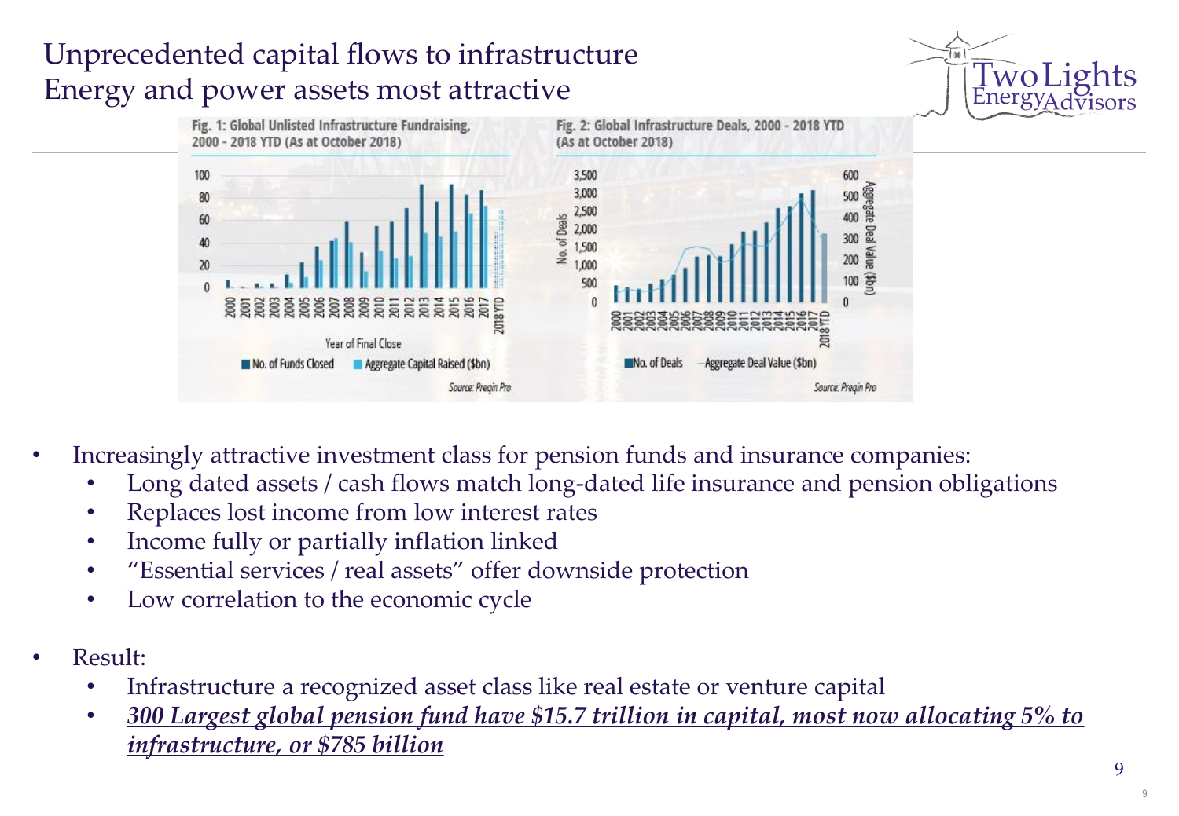# Unprecedented capital flows to infrastructure
## Energy and power assets most attractive

Fig. 1: Global Unlisted Infrastructure Fundraising, 2000 - 2018 YTD (As at October 2018)

100
80
60
40
20
0

2000 2001 2002 2003 2004 2005 2006 2007 2008 2009 2010 2011 2012 2013 2014 2015 2016 2017 2018 YTD

Year of Final Close

No. of Funds Closed
Aggregate Capital Raised ($bn)

Source: Preqin Pro

Fig. 2: Global Infrastructure Deals, 2000 - 2018 YTD (As at October 2018)

No. of Deals
3,500
3,000
2,500
2,000
1,500
1,000
500
0

Aggregate Deal Value ($bn)
600
500
400
300
200
100
0

2000 2001 2002 2003 2004 2005 2006 2007 2008 2009 2010 2011 2012 2013 2014 2015 2016 2017 2018 YTD

No. of Deals
Aggregate Deal Value ($bn)

Source: Preqin Pro

- Increasingly attractive investment class for pension funds and insurance companies:
  - Long dated assets / cash flows match long-dated life insurance and pension obligations
  - Replaces lost income from low interest rates
  - Income fully or partially inflation linked
  - "Essential services / real assets" offer downside protection
  - Low correlation to the economic cycle
- Result:
  - Infrastructure a recognized asset class like real estate or venture capital
  - ***300 Largest global pension fund have $15.7 trillion in capital, most now allocating 5% to infrastructure, or $785 billion***